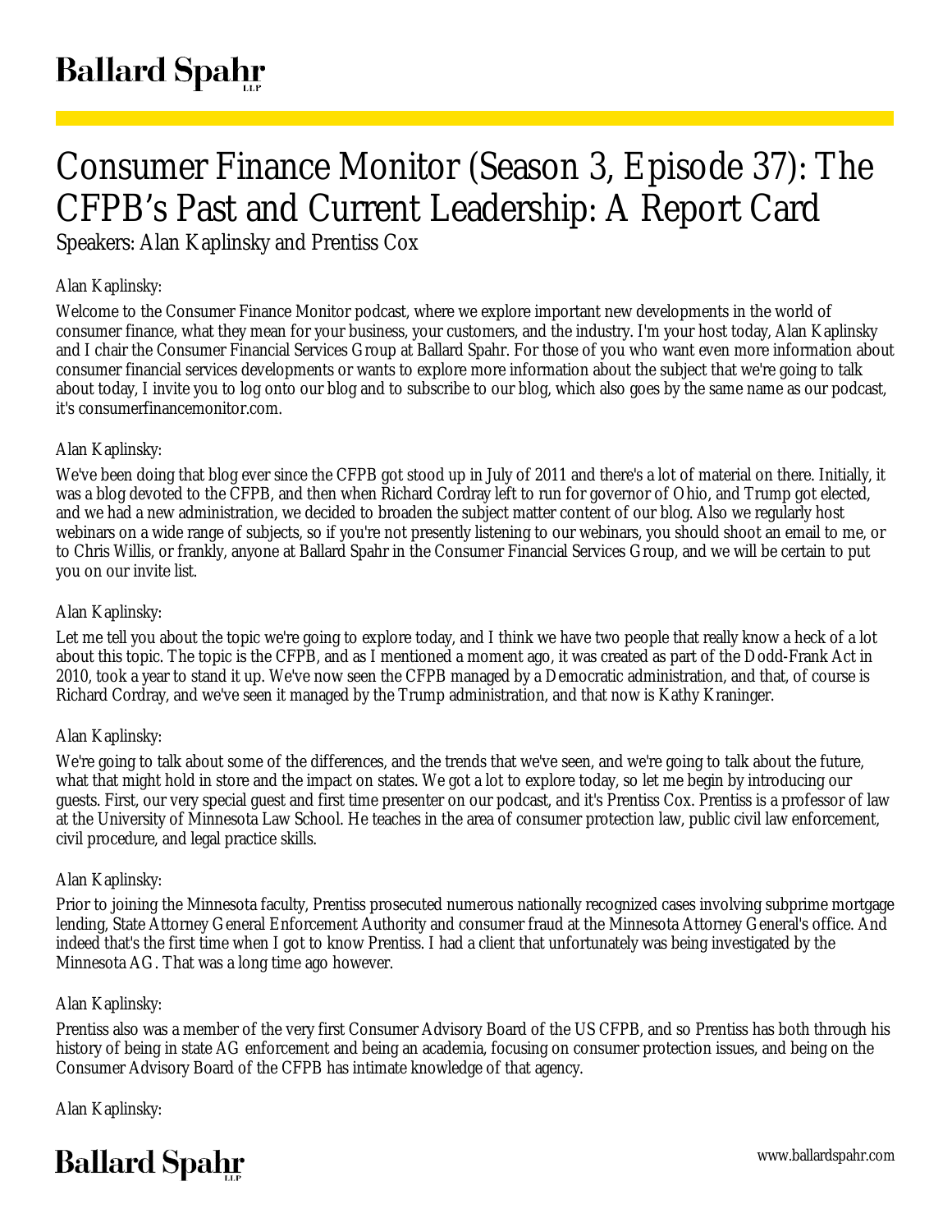# Consumer Finance Monitor (Season 3, Episode 37): The CFPB's Past and Current Leadership: A Report Card

Speakers: Alan Kaplinsky and Prentiss Cox

Alan Kaplinsky:

Welcome to the Consumer Finance Monitor podcast, where we explore important new developments in the world of consumer finance, what they mean for your business, your customers, and the industry. I'm your host today, Alan Kaplinsky and I chair the Consumer Financial Services Group at Ballard Spahr. For those of you who want even more information about consumer financial services developments or wants to explore more information about the subject that we're going to talk about today, I invite you to log onto our blog and to subscribe to our blog, which also goes by the same name as our podcast, it's consumerfinancemonitor.com.

Alan Kaplinsky:

We've been doing that blog ever since the CFPB got stood up in July of 2011 and there's a lot of material on there. Initially, it was a blog devoted to the CFPB, and then when Richard Cordray left to run for governor of Ohio, and Trump got elected, and we had a new administration, we decided to broaden the subject matter content of our blog. Also we regularly host webinars on a wide range of subjects, so if you're not presently listening to our webinars, you should shoot an email to me, or to Chris Willis, or frankly, anyone at Ballard Spahr in the Consumer Financial Services Group, and we will be certain to put you on our invite list.

Alan Kaplinsky:

Let me tell you about the topic we're going to explore today, and I think we have two people that really know a heck of a lot about this topic. The topic is the CFPB, and as I mentioned a moment ago, it was created as part of the Dodd-Frank Act in 2010, took a year to stand it up. We've now seen the CFPB managed by a Democratic administration, and that, of course is Richard Cordray, and we've seen it managed by the Trump administration, and that now is Kathy Kraninger.

Alan Kaplinsky:

We're going to talk about some of the differences, and the trends that we've seen, and we're going to talk about the future, what that might hold in store and the impact on states. We got a lot to explore today, so let me begin by introducing our guests. First, our very special guest and first time presenter on our podcast, and it's Prentiss Cox. Prentiss is a professor of law at the University of Minnesota Law School. He teaches in the area of consumer protection law, public civil law enforcement, civil procedure, and legal practice skills.

Alan Kaplinsky:

Prior to joining the Minnesota faculty, Prentiss prosecuted numerous nationally recognized cases involving subprime mortgage lending, State Attorney General Enforcement Authority and consumer fraud at the Minnesota Attorney General's office. And indeed that's the first time when I got to know Prentiss. I had a client that unfortunately was being investigated by the Minnesota AG. That was a long time ago however.

Alan Kaplinsky:

Prentiss also was a member of the very first Consumer Advisory Board of the US CFPB, and so Prentiss has both through his history of being in state AG enforcement and being an academia, focusing on consumer protection issues, and being on the Consumer Advisory Board of the CFPB has intimate knowledge of that agency.

Alan Kaplinsky: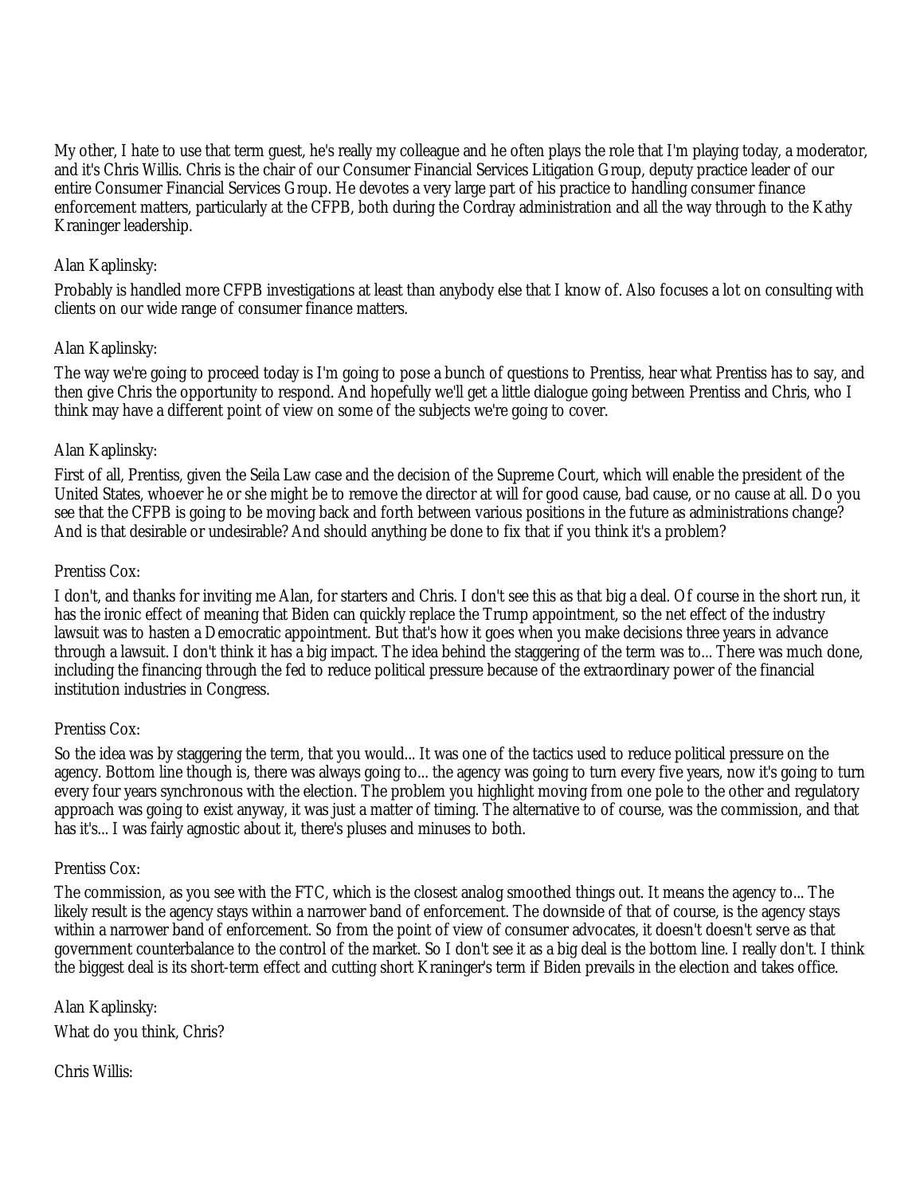My other, I hate to use that term guest, he's really my colleague and he often plays the role that I'm playing today, a moderator, and it's Chris Willis. Chris is the chair of our Consumer Financial Services Litigation Group, deputy practice leader of our entire Consumer Financial Services Group. He devotes a very large part of his practice to handling consumer finance enforcement matters, particularly at the CFPB, both during the Cordray administration and all the way through to the Kathy Kraninger leadership.

Alan Kaplinsky:

Probably is handled more CFPB investigations at least than anybody else that I know of. Also focuses a lot on consulting with clients on our wide range of consumer finance matters.

Alan Kaplinsky:

The way we're going to proceed today is I'm going to pose a bunch of questions to Prentiss, hear what Prentiss has to say, and then give Chris the opportunity to respond. And hopefully we'll get a little dialogue going between Prentiss and Chris, who I think may have a different point of view on some of the subjects we're going to cover.

Alan Kaplinsky:

First of all, Prentiss, given the Seila Law case and the decision of the Supreme Court, which will enable the president of the United States, whoever he or she might be to remove the director at will for good cause, bad cause, or no cause at all. Do you see that the CFPB is going to be moving back and forth between various positions in the future as administrations change? And is that desirable or undesirable? And should anything be done to fix that if you think it's a problem?

Prentiss Cox:

I don't, and thanks for inviting me Alan, for starters and Chris. I don't see this as that big a deal. Of course in the short run, it has the ironic effect of meaning that Biden can quickly replace the Trump appointment, so the net effect of the industry lawsuit was to hasten a Democratic appointment. But that's how it goes when you make decisions three years in advance through a lawsuit. I don't think it has a big impact. The idea behind the staggering of the term was to... There was much done, including the financing through the fed to reduce political pressure because of the extraordinary power of the financial institution industries in Congress.

Prentiss Cox:

So the idea was by staggering the term, that you would... It was one of the tactics used to reduce political pressure on the agency. Bottom line though is, there was always going to... the agency was going to turn every five years, now it's going to turn every four years synchronous with the election. The problem you highlight moving from one pole to the other and regulatory approach was going to exist anyway, it was just a matter of timing. The alternative to of course, was the commission, and that has it's... I was fairly agnostic about it, there's pluses and minuses to both.

Prentiss Cox:

The commission, as you see with the FTC, which is the closest analog smoothed things out. It means the agency to... The likely result is the agency stays within a narrower band of enforcement. The downside of that of course, is the agency stays within a narrower band of enforcement. So from the point of view of consumer advocates, it doesn't doesn't serve as that government counterbalance to the control of the market. So I don't see it as a big deal is the bottom line. I really don't. I think the biggest deal is its short-term effect and cutting short Kraninger's term if Biden prevails in the election and takes office.

Alan Kaplinsky:

What do you think, Chris?

Chris Willis: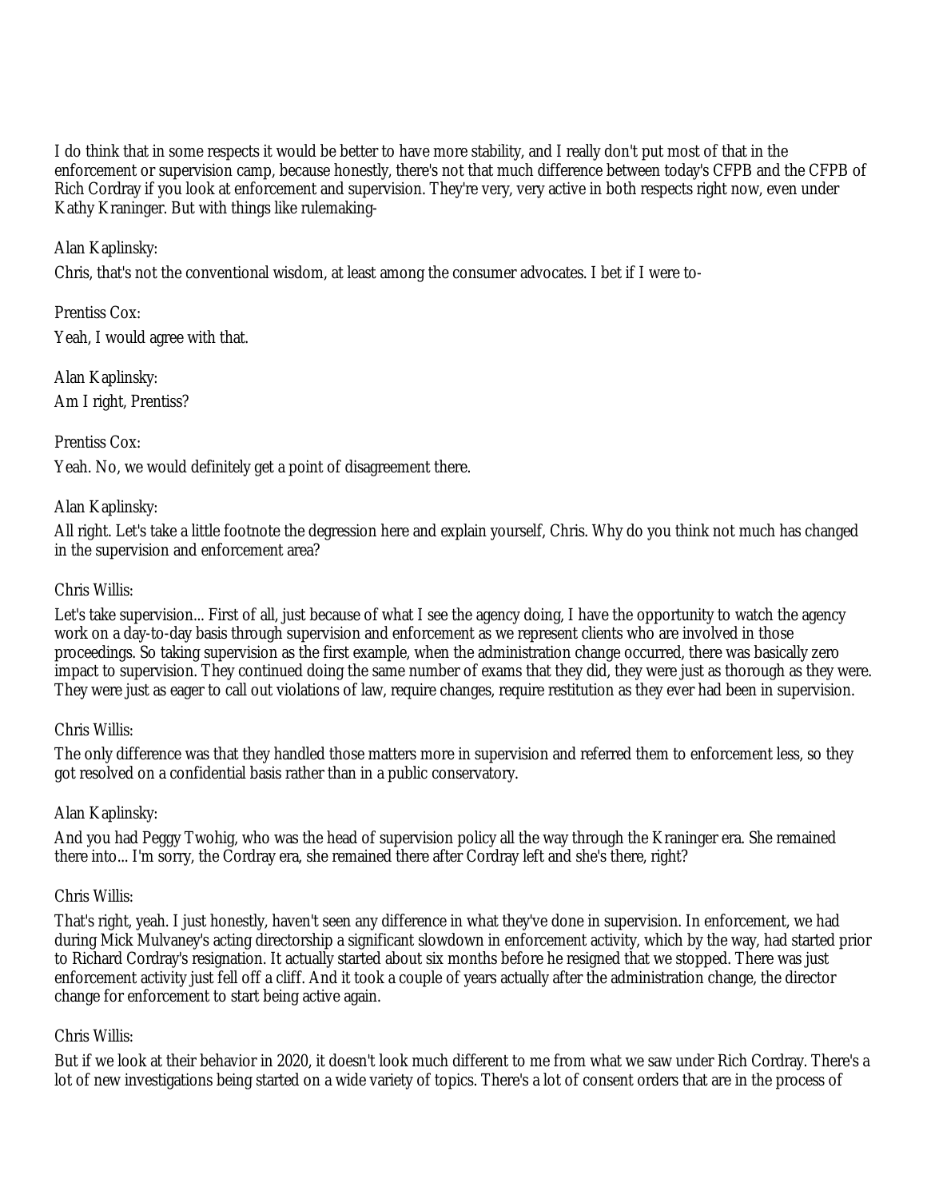I do think that in some respects it would be better to have more stability, and I really don't put most of that in the enforcement or supervision camp, because honestly, there's not that much difference between today's CFPB and the CFPB of Rich Cordray if you look at enforcement and supervision. They're very, very active in both respects right now, even under Kathy Kraninger. But with things like rulemaking-

Alan Kaplinsky:

Chris, that's not the conventional wisdom, at least among the consumer advocates. I bet if I were to-

Prentiss Cox:

Yeah, I would agree with that.

Alan Kaplinsky:

Am I right, Prentiss?

Prentiss Cox:

Yeah. No, we would definitely get a point of disagreement there.

Alan Kaplinsky:

All right. Let's take a little footnote the degression here and explain yourself, Chris. Why do you think not much has changed in the supervision and enforcement area?

Chris Willis:

Let's take supervision... First of all, just because of what I see the agency doing, I have the opportunity to watch the agency work on a day-to-day basis through supervision and enforcement as we represent clients who are involved in those proceedings. So taking supervision as the first example, when the administration change occurred, there was basically zero impact to supervision. They continued doing the same number of exams that they did, they were just as thorough as they were. They were just as eager to call out violations of law, require changes, require restitution as they ever had been in supervision.

Chris Willis:

The only difference was that they handled those matters more in supervision and referred them to enforcement less, so they got resolved on a confidential basis rather than in a public conservatory.

Alan Kaplinsky:

And you had Peggy Twohig, who was the head of supervision policy all the way through the Kraninger era. She remained there into... I'm sorry, the Cordray era, she remained there after Cordray left and she's there, right?

Chris Willis:

That's right, yeah. I just honestly, haven't seen any difference in what they've done in supervision. In enforcement, we had during Mick Mulvaney's acting directorship a significant slowdown in enforcement activity, which by the way, had started prior to Richard Cordray's resignation. It actually started about six months before he resigned that we stopped. There was just enforcement activity just fell off a cliff. And it took a couple of years actually after the administration change, the director change for enforcement to start being active again.

Chris Willis:

But if we look at their behavior in 2020, it doesn't look much different to me from what we saw under Rich Cordray. There's a lot of new investigations being started on a wide variety of topics. There's a lot of consent orders that are in the process of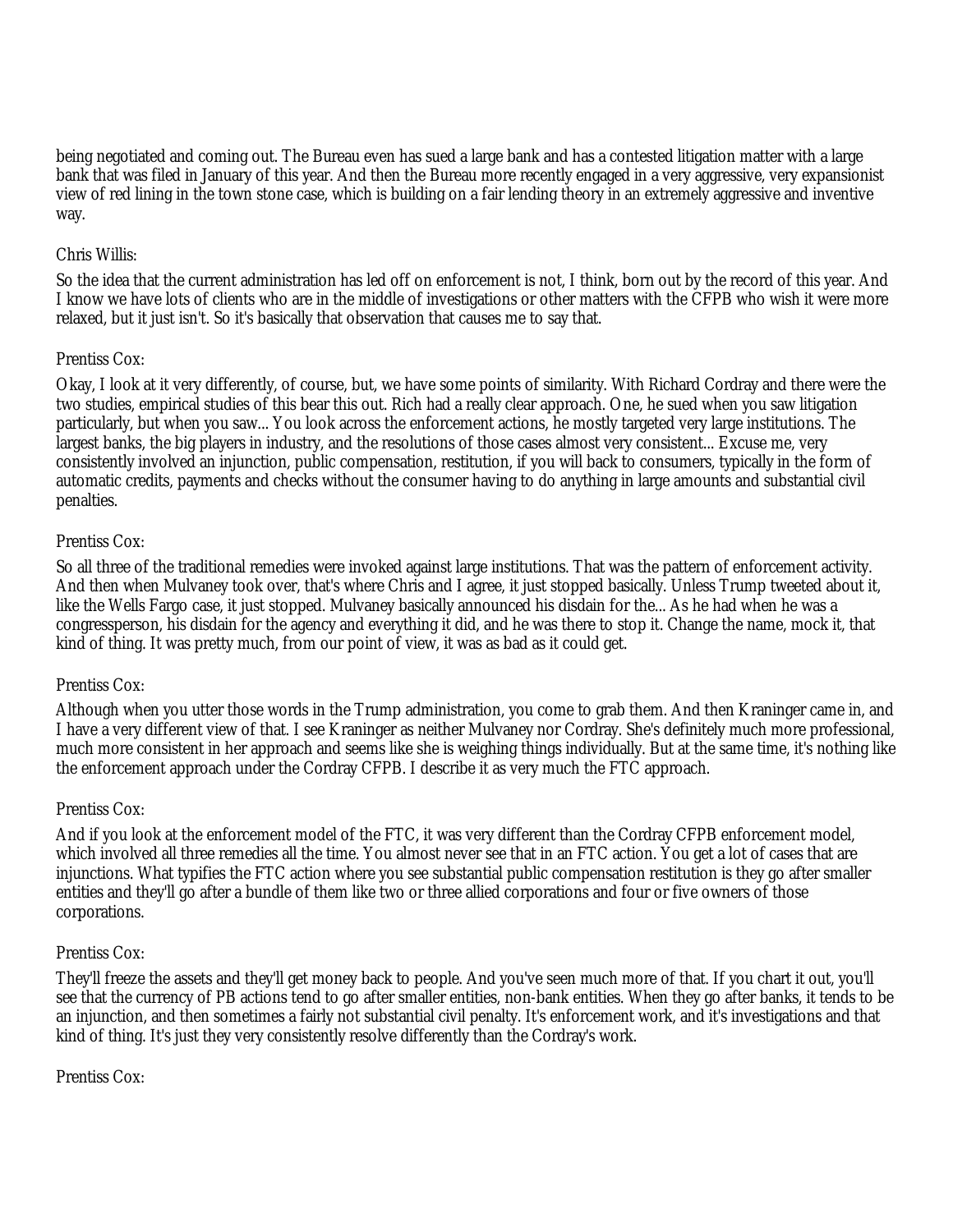being negotiated and coming out. The Bureau even has sued a large bank and has a contested litigation matter with a large bank that was filed in January of this year. And then the Bureau more recently engaged in a very aggressive, very expansionist view of red lining in the town stone case, which is building on a fair lending theory in an extremely aggressive and inventive way.

Chris Willis:

So the idea that the current administration has led off on enforcement is not, I think, born out by the record of this year. And I know we have lots of clients who are in the middle of investigations or other matters with the CFPB who wish it were more relaxed, but it just isn't. So it's basically that observation that causes me to say that.

Prentiss Cox:

Okay, I look at it very differently, of course, but, we have some points of similarity. With Richard Cordray and there were the two studies, empirical studies of this bear this out. Rich had a really clear approach. One, he sued when you saw litigation particularly, but when you saw... You look across the enforcement actions, he mostly targeted very large institutions. The largest banks, the big players in industry, and the resolutions of those cases almost very consistent... Excuse me, very consistently involved an injunction, public compensation, restitution, if you will back to consumers, typically in the form of automatic credits, payments and checks without the consumer having to do anything in large amounts and substantial civil penalties.

Prentiss Cox:

So all three of the traditional remedies were invoked against large institutions. That was the pattern of enforcement activity. And then when Mulvaney took over, that's where Chris and I agree, it just stopped basically. Unless Trump tweeted about it, like the Wells Fargo case, it just stopped. Mulvaney basically announced his disdain for the... As he had when he was a congressperson, his disdain for the agency and everything it did, and he was there to stop it. Change the name, mock it, that kind of thing. It was pretty much, from our point of view, it was as bad as it could get.

Prentiss Cox:

Although when you utter those words in the Trump administration, you come to grab them. And then Kraninger came in, and I have a very different view of that. I see Kraninger as neither Mulvaney nor Cordray. She's definitely much more professional, much more consistent in her approach and seems like she is weighing things individually. But at the same time, it's nothing like the enforcement approach under the Cordray CFPB. I describe it as very much the FTC approach.

Prentiss Cox:

And if you look at the enforcement model of the FTC, it was very different than the Cordray CFPB enforcement model, which involved all three remedies all the time. You almost never see that in an FTC action. You get a lot of cases that are injunctions. What typifies the FTC action where you see substantial public compensation restitution is they go after smaller entities and they'll go after a bundle of them like two or three allied corporations and four or five owners of those corporations.

Prentiss Cox:

They'll freeze the assets and they'll get money back to people. And you've seen much more of that. If you chart it out, you'll see that the currency of PB actions tend to go after smaller entities, non-bank entities. When they go after banks, it tends to be an injunction, and then sometimes a fairly not substantial civil penalty. It's enforcement work, and it's investigations and that kind of thing. It's just they very consistently resolve differently than the Cordray's work.

Prentiss Cox: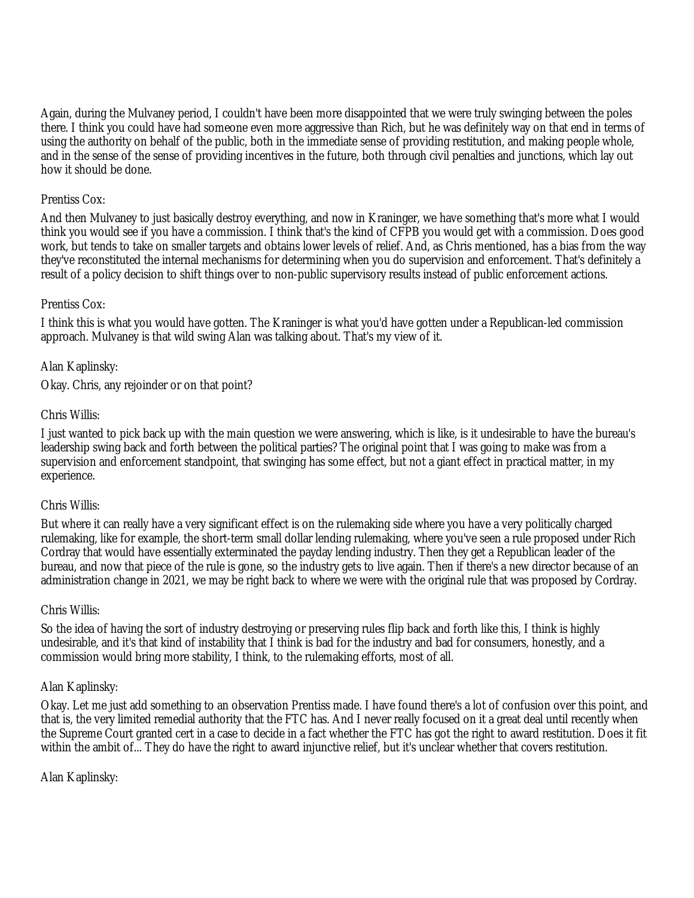Again, during the Mulvaney period, I couldn't have been more disappointed that we were truly swinging between the poles there. I think you could have had someone even more aggressive than Rich, but he was definitely way on that end in terms of using the authority on behalf of the public, both in the immediate sense of providing restitution, and making people whole, and in the sense of the sense of providing incentives in the future, both through civil penalties and junctions, which lay out how it should be done.

Prentiss Cox:

And then Mulvaney to just basically destroy everything, and now in Kraninger, we have something that's more what I would think you would see if you have a commission. I think that's the kind of CFPB you would get with a commission. Does good work, but tends to take on smaller targets and obtains lower levels of relief. And, as Chris mentioned, has a bias from the way they've reconstituted the internal mechanisms for determining when you do supervision and enforcement. That's definitely a result of a policy decision to shift things over to non-public supervisory results instead of public enforcement actions.

Prentiss Cox:

I think this is what you would have gotten. The Kraninger is what you'd have gotten under a Republican-led commission approach. Mulvaney is that wild swing Alan was talking about. That's my view of it.

Alan Kaplinsky:

Okay. Chris, any rejoinder or on that point?

Chris Willis:

I just wanted to pick back up with the main question we were answering, which is like, is it undesirable to have the bureau's leadership swing back and forth between the political parties? The original point that I was going to make was from a supervision and enforcement standpoint, that swinging has some effect, but not a giant effect in practical matter, in my experience.

Chris Willis:

But where it can really have a very significant effect is on the rulemaking side where you have a very politically charged rulemaking, like for example, the short-term small dollar lending rulemaking, where you've seen a rule proposed under Rich Cordray that would have essentially exterminated the payday lending industry. Then they get a Republican leader of the bureau, and now that piece of the rule is gone, so the industry gets to live again. Then if there's a new director because of an administration change in 2021, we may be right back to where we were with the original rule that was proposed by Cordray.

Chris Willis:

So the idea of having the sort of industry destroying or preserving rules flip back and forth like this, I think is highly undesirable, and it's that kind of instability that I think is bad for the industry and bad for consumers, honestly, and a commission would bring more stability, I think, to the rulemaking efforts, most of all.

Alan Kaplinsky:

Okay. Let me just add something to an observation Prentiss made. I have found there's a lot of confusion over this point, and that is, the very limited remedial authority that the FTC has. And I never really focused on it a great deal until recently when the Supreme Court granted cert in a case to decide in a fact whether the FTC has got the right to award restitution. Does it fit within the ambit of... They do have the right to award injunctive relief, but it's unclear whether that covers restitution.

Alan Kaplinsky: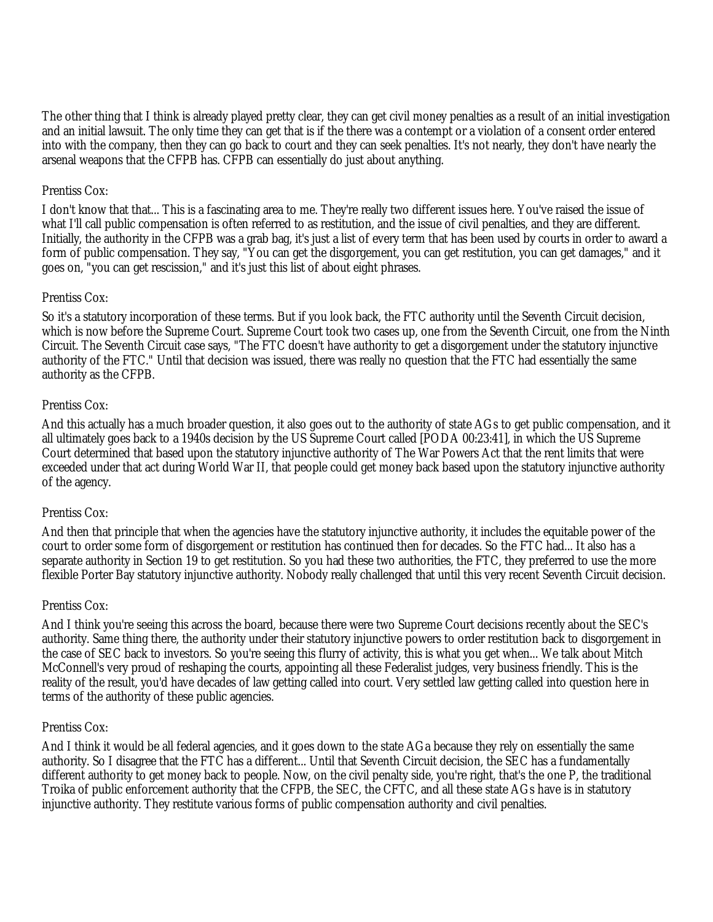The other thing that I think is already played pretty clear, they can get civil money penalties as a result of an initial investigation and an initial lawsuit. The only time they can get that is if the there was a contempt or a violation of a consent order entered into with the company, then they can go back to court and they can seek penalties. It's not nearly, they don't have nearly the arsenal weapons that the CFPB has. CFPB can essentially do just about anything.

Prentiss Cox:

I don't know that that... This is a fascinating area to me. They're really two different issues here. You've raised the issue of what I'll call public compensation is often referred to as restitution, and the issue of civil penalties, and they are different. Initially, the authority in the CFPB was a grab bag, it's just a list of every term that has been used by courts in order to award a form of public compensation. They say, "You can get the disgorgement, you can get restitution, you can get damages," and it goes on, "you can get rescission," and it's just this list of about eight phrases.

Prentiss Cox:

So it's a statutory incorporation of these terms. But if you look back, the FTC authority until the Seventh Circuit decision, which is now before the Supreme Court. Supreme Court took two cases up, one from the Seventh Circuit, one from the Ninth Circuit. The Seventh Circuit case says, "The FTC doesn't have authority to get a disgorgement under the statutory injunctive authority of the FTC." Until that decision was issued, there was really no question that the FTC had essentially the same authority as the CFPB.

Prentiss Cox:

And this actually has a much broader question, it also goes out to the authority of state AGs to get public compensation, and it all ultimately goes back to a 1940s decision by the US Supreme Court called [PODA 00:23:41], in which the US Supreme Court determined that based upon the statutory injunctive authority of The War Powers Act that the rent limits that were exceeded under that act during World War II, that people could get money back based upon the statutory injunctive authority of the agency.

Prentiss Cox:

And then that principle that when the agencies have the statutory injunctive authority, it includes the equitable power of the court to order some form of disgorgement or restitution has continued then for decades. So the FTC had... It also has a separate authority in Section 19 to get restitution. So you had these two authorities, the FTC, they preferred to use the more flexible Porter Bay statutory injunctive authority. Nobody really challenged that until this very recent Seventh Circuit decision.

Prentiss Cox:

And I think you're seeing this across the board, because there were two Supreme Court decisions recently about the SEC's authority. Same thing there, the authority under their statutory injunctive powers to order restitution back to disgorgement in the case of SEC back to investors. So you're seeing this flurry of activity, this is what you get when... We talk about Mitch McConnell's very proud of reshaping the courts, appointing all these Federalist judges, very business friendly. This is the reality of the result, you'd have decades of law getting called into court. Very settled law getting called into question here in terms of the authority of these public agencies.

Prentiss Cox:

And I think it would be all federal agencies, and it goes down to the state AGa because they rely on essentially the same authority. So I disagree that the FTC has a different... Until that Seventh Circuit decision, the SEC has a fundamentally different authority to get money back to people. Now, on the civil penalty side, you're right, that's the one P, the traditional Troika of public enforcement authority that the CFPB, the SEC, the CFTC, and all these state AGs have is in statutory injunctive authority. They restitute various forms of public compensation authority and civil penalties.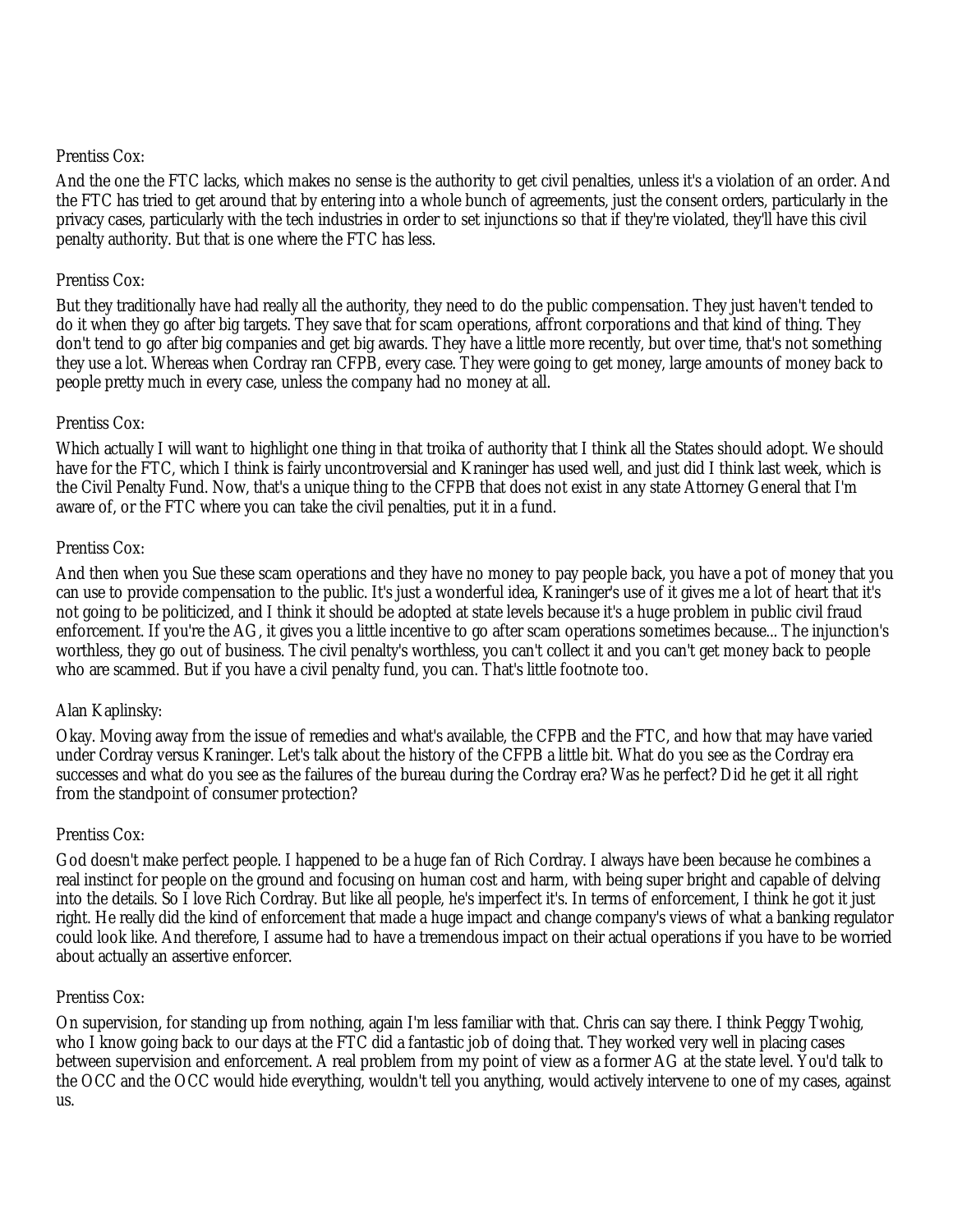Prentiss Cox:

And the one the FTC lacks, which makes no sense is the authority to get civil penalties, unless it's a violation of an order. And the FTC has tried to get around that by entering into a whole bunch of agreements, just the consent orders, particularly in the privacy cases, particularly with the tech industries in order to set injunctions so that if they're violated, they'll have this civil penalty authority. But that is one where the FTC has less.

Prentiss Cox:

But they traditionally have had really all the authority, they need to do the public compensation. They just haven't tended to do it when they go after big targets. They save that for scam operations, affront corporations and that kind of thing. They don't tend to go after big companies and get big awards. They have a little more recently, but over time, that's not something they use a lot. Whereas when Cordray ran CFPB, every case. They were going to get money, large amounts of money back to people pretty much in every case, unless the company had no money at all.

Prentiss Cox:

Which actually I will want to highlight one thing in that troika of authority that I think all the States should adopt. We should have for the FTC, which I think is fairly uncontroversial and Kraninger has used well, and just did I think last week, which is the Civil Penalty Fund. Now, that's a unique thing to the CFPB that does not exist in any state Attorney General that I'm aware of, or the FTC where you can take the civil penalties, put it in a fund.

Prentiss Cox:

And then when you Sue these scam operations and they have no money to pay people back, you have a pot of money that you can use to provide compensation to the public. It's just a wonderful idea, Kraninger's use of it gives me a lot of heart that it's not going to be politicized, and I think it should be adopted at state levels because it's a huge problem in public civil fraud enforcement. If you're the AG, it gives you a little incentive to go after scam operations sometimes because... The injunction's worthless, they go out of business. The civil penalty's worthless, you can't collect it and you can't get money back to people who are scammed. But if you have a civil penalty fund, you can. That's little footnote too.

Alan Kaplinsky:

Okay. Moving away from the issue of remedies and what's available, the CFPB and the FTC, and how that may have varied under Cordray versus Kraninger. Let's talk about the history of the CFPB a little bit. What do you see as the Cordray era successes and what do you see as the failures of the bureau during the Cordray era? Was he perfect? Did he get it all right from the standpoint of consumer protection?

Prentiss Cox:

God doesn't make perfect people. I happened to be a huge fan of Rich Cordray. I always have been because he combines a real instinct for people on the ground and focusing on human cost and harm, with being super bright and capable of delving into the details. So I love Rich Cordray. But like all people, he's imperfect it's. In terms of enforcement, I think he got it just right. He really did the kind of enforcement that made a huge impact and change company's views of what a banking regulator could look like. And therefore, I assume had to have a tremendous impact on their actual operations if you have to be worried about actually an assertive enforcer.

Prentiss Cox:

On supervision, for standing up from nothing, again I'm less familiar with that. Chris can say there. I think Peggy Twohig, who I know going back to our days at the FTC did a fantastic job of doing that. They worked very well in placing cases between supervision and enforcement. A real problem from my point of view as a former AG at the state level. You'd talk to the OCC and the OCC would hide everything, wouldn't tell you anything, would actively intervene to one of my cases, against us.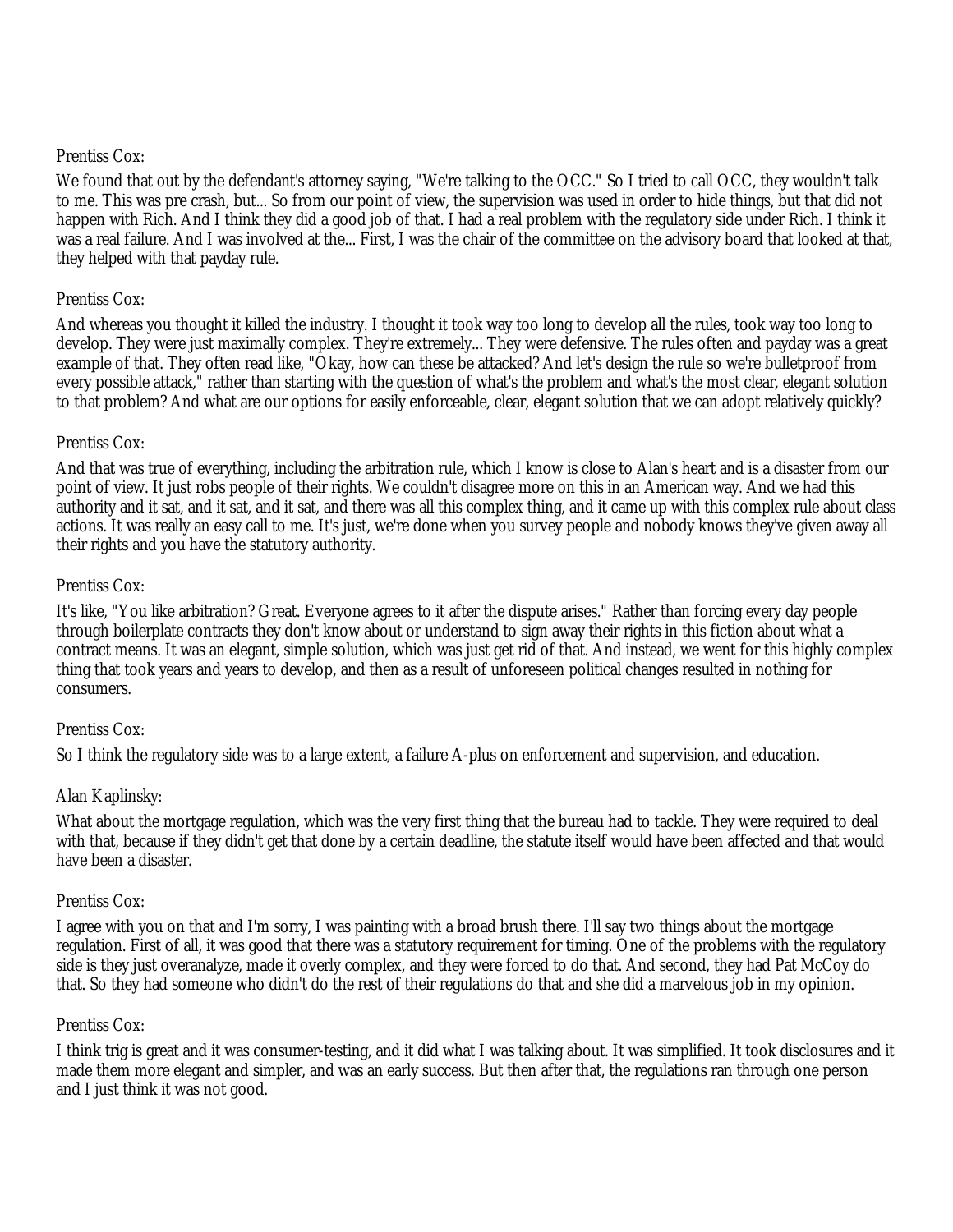Prentiss Cox:

We found that out by the defendant's attorney saying, "We're talking to the OCC." So I tried to call OCC, they wouldn't talk to me. This was pre crash, but... So from our point of view, the supervision was used in order to hide things, but that did not happen with Rich. And I think they did a good job of that. I had a real problem with the regulatory side under Rich. I think it was a real failure. And I was involved at the... First, I was the chair of the committee on the advisory board that looked at that, they helped with that payday rule.

Prentiss Cox:

And whereas you thought it killed the industry. I thought it took way too long to develop all the rules, took way too long to develop. They were just maximally complex. They're extremely... They were defensive. The rules often and payday was a great example of that. They often read like, "Okay, how can these be attacked? And let's design the rule so we're bulletproof from every possible attack," rather than starting with the question of what's the problem and what's the most clear, elegant solution to that problem? And what are our options for easily enforceable, clear, elegant solution that we can adopt relatively quickly?

Prentiss Cox:

And that was true of everything, including the arbitration rule, which I know is close to Alan's heart and is a disaster from our point of view. It just robs people of their rights. We couldn't disagree more on this in an American way. And we had this authority and it sat, and it sat, and it sat, and there was all this complex thing, and it came up with this complex rule about class actions. It was really an easy call to me. It's just, we're done when you survey people and nobody knows they've given away all their rights and you have the statutory authority.

Prentiss Cox:

It's like, "You like arbitration? Great. Everyone agrees to it after the dispute arises." Rather than forcing every day people through boilerplate contracts they don't know about or understand to sign away their rights in this fiction about what a contract means. It was an elegant, simple solution, which was just get rid of that. And instead, we went for this highly complex thing that took years and years to develop, and then as a result of unforeseen political changes resulted in nothing for consumers.

Prentiss Cox:

So I think the regulatory side was to a large extent, a failure A-plus on enforcement and supervision, and education.

Alan Kaplinsky:

What about the mortgage regulation, which was the very first thing that the bureau had to tackle. They were required to deal with that, because if they didn't get that done by a certain deadline, the statute itself would have been affected and that would have been a disaster.

Prentiss Cox:

I agree with you on that and I'm sorry, I was painting with a broad brush there. I'll say two things about the mortgage regulation. First of all, it was good that there was a statutory requirement for timing. One of the problems with the regulatory side is they just overanalyze, made it overly complex, and they were forced to do that. And second, they had Pat McCoy do that. So they had someone who didn't do the rest of their regulations do that and she did a marvelous job in my opinion.

Prentiss Cox:

I think trig is great and it was consumer-testing, and it did what I was talking about. It was simplified. It took disclosures and it made them more elegant and simpler, and was an early success. But then after that, the regulations ran through one person and I just think it was not good.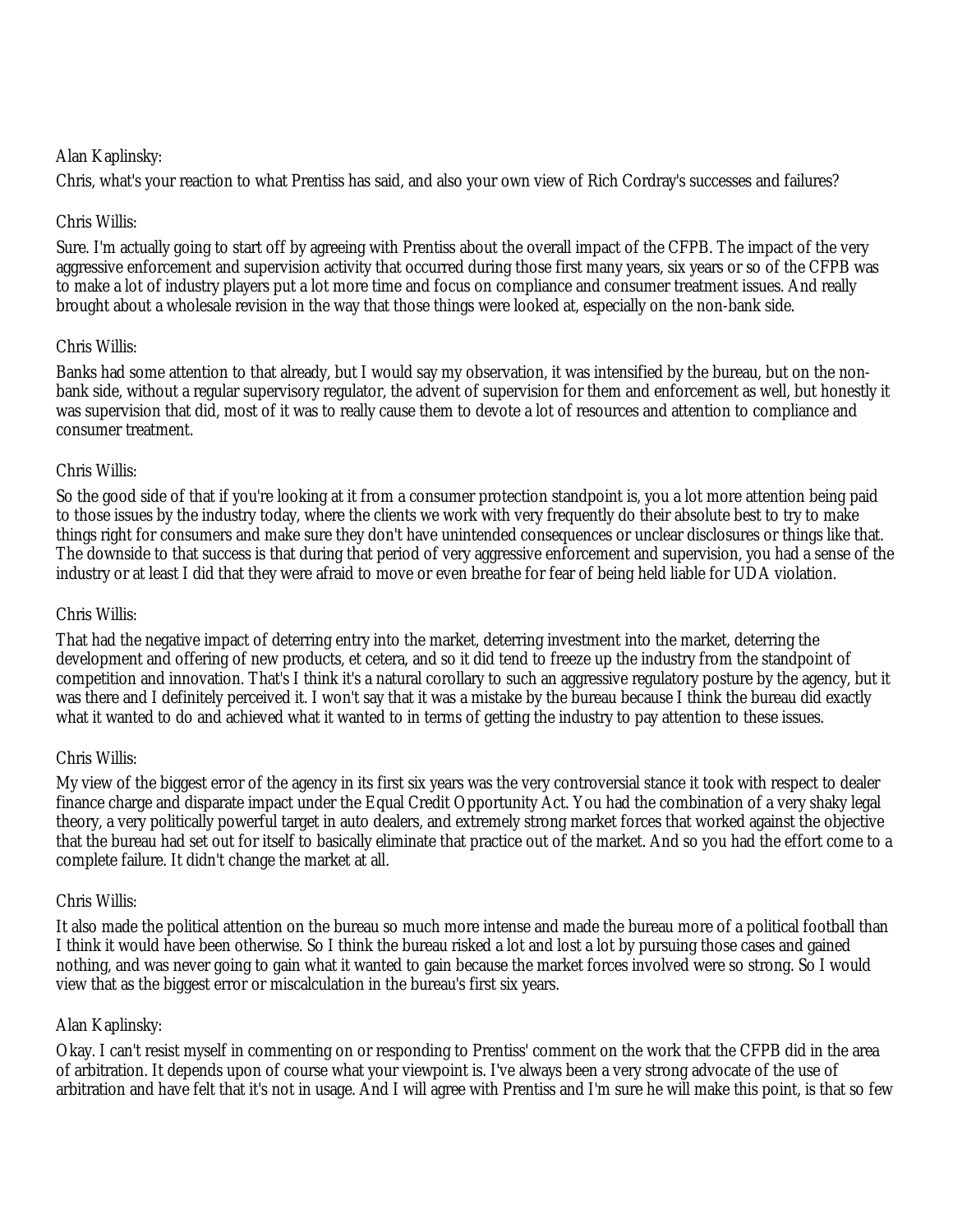Alan Kaplinsky:

Chris, what's your reaction to what Prentiss has said, and also your own view of Rich Cordray's successes and failures?

Chris Willis:

Sure. I'm actually going to start off by agreeing with Prentiss about the overall impact of the CFPB. The impact of the very aggressive enforcement and supervision activity that occurred during those first many years, six years or so of the CFPB was to make a lot of industry players put a lot more time and focus on compliance and consumer treatment issues. And really brought about a wholesale revision in the way that those things were looked at, especially on the non-bank side.

Chris Willis:

Banks had some attention to that already, but I would say my observation, it was intensified by the bureau, but on the non-bank side, without a regular supervisory regulator, the advent of supervision for them and enforcement as well, but honestly it was supervision that did, most of it was to really cause them to devote a lot of resources and attention to compliance and consumer treatment.

Chris Willis:

So the good side of that if you're looking at it from a consumer protection standpoint is, you a lot more attention being paid to those issues by the industry today, where the clients we work with very frequently do their absolute best to try to make things right for consumers and make sure they don't have unintended consequences or unclear disclosures or things like that. The downside to that success is that during that period of very aggressive enforcement and supervision, you had a sense of the industry or at least I did that they were afraid to move or even breathe for fear of being held liable for UDA violation.

Chris Willis:

That had the negative impact of deterring entry into the market, deterring investment into the market, deterring the development and offering of new products, et cetera, and so it did tend to freeze up the industry from the standpoint of competition and innovation. That's I think it's a natural corollary to such an aggressive regulatory posture by the agency, but it was there and I definitely perceived it. I won't say that it was a mistake by the bureau because I think the bureau did exactly what it wanted to do and achieved what it wanted to in terms of getting the industry to pay attention to these issues.

Chris Willis:

My view of the biggest error of the agency in its first six years was the very controversial stance it took with respect to dealer finance charge and disparate impact under the Equal Credit Opportunity Act. You had the combination of a very shaky legal theory, a very politically powerful target in auto dealers, and extremely strong market forces that worked against the objective that the bureau had set out for itself to basically eliminate that practice out of the market. And so you had the effort come to a complete failure. It didn't change the market at all.

Chris Willis:

It also made the political attention on the bureau so much more intense and made the bureau more of a political football than I think it would have been otherwise. So I think the bureau risked a lot and lost a lot by pursuing those cases and gained nothing, and was never going to gain what it wanted to gain because the market forces involved were so strong. So I would view that as the biggest error or miscalculation in the bureau's first six years.

Alan Kaplinsky:

Okay. I can't resist myself in commenting on or responding to Prentiss' comment on the work that the CFPB did in the area of arbitration. It depends upon of course what your viewpoint is. I've always been a very strong advocate of the use of arbitration and have felt that it's not in usage. And I will agree with Prentiss and I'm sure he will make this point, is that so few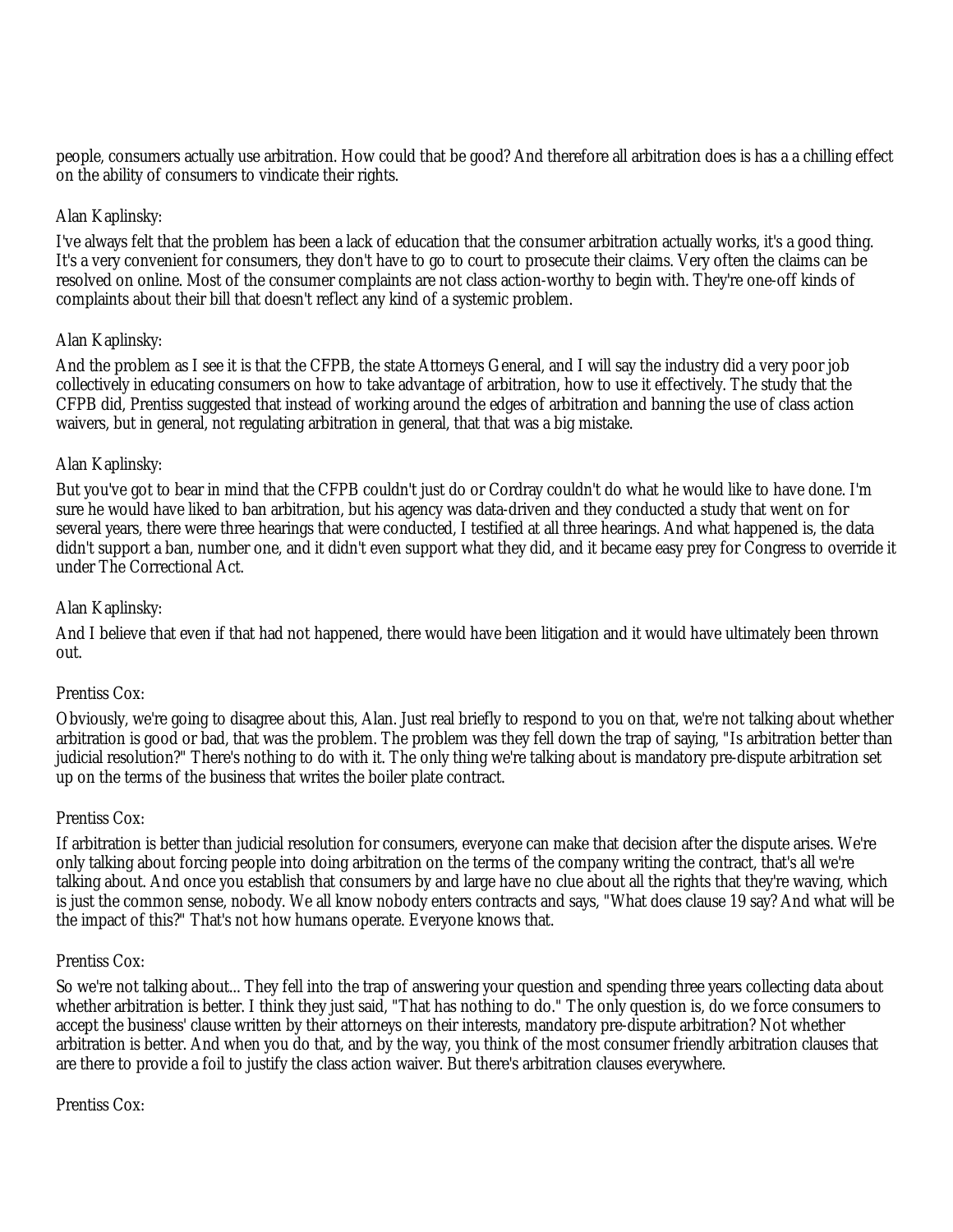people, consumers actually use arbitration. How could that be good? And therefore all arbitration does is has a a chilling effect on the ability of consumers to vindicate their rights.

Alan Kaplinsky:

I've always felt that the problem has been a lack of education that the consumer arbitration actually works, it's a good thing. It's a very convenient for consumers, they don't have to go to court to prosecute their claims. Very often the claims can be resolved on online. Most of the consumer complaints are not class action-worthy to begin with. They're one-off kinds of complaints about their bill that doesn't reflect any kind of a systemic problem.

Alan Kaplinsky:

And the problem as I see it is that the CFPB, the state Attorneys General, and I will say the industry did a very poor job collectively in educating consumers on how to take advantage of arbitration, how to use it effectively. The study that the CFPB did, Prentiss suggested that instead of working around the edges of arbitration and banning the use of class action waivers, but in general, not regulating arbitration in general, that that was a big mistake.

Alan Kaplinsky:

But you've got to bear in mind that the CFPB couldn't just do or Cordray couldn't do what he would like to have done. I'm sure he would have liked to ban arbitration, but his agency was data-driven and they conducted a study that went on for several years, there were three hearings that were conducted, I testified at all three hearings. And what happened is, the data didn't support a ban, number one, and it didn't even support what they did, and it became easy prey for Congress to override it under The Correctional Act.

Alan Kaplinsky:

And I believe that even if that had not happened, there would have been litigation and it would have ultimately been thrown out.

Prentiss Cox:

Obviously, we're going to disagree about this, Alan. Just real briefly to respond to you on that, we're not talking about whether arbitration is good or bad, that was the problem. The problem was they fell down the trap of saying, "Is arbitration better than judicial resolution?" There's nothing to do with it. The only thing we're talking about is mandatory pre-dispute arbitration set up on the terms of the business that writes the boiler plate contract.

Prentiss Cox:

If arbitration is better than judicial resolution for consumers, everyone can make that decision after the dispute arises. We're only talking about forcing people into doing arbitration on the terms of the company writing the contract, that's all we're talking about. And once you establish that consumers by and large have no clue about all the rights that they're waving, which is just the common sense, nobody. We all know nobody enters contracts and says, "What does clause 19 say? And what will be the impact of this?" That's not how humans operate. Everyone knows that.

Prentiss Cox:

So we're not talking about... They fell into the trap of answering your question and spending three years collecting data about whether arbitration is better. I think they just said, "That has nothing to do." The only question is, do we force consumers to accept the business' clause written by their attorneys on their interests, mandatory pre-dispute arbitration? Not whether arbitration is better. And when you do that, and by the way, you think of the most consumer friendly arbitration clauses that are there to provide a foil to justify the class action waiver. But there's arbitration clauses everywhere.

Prentiss Cox: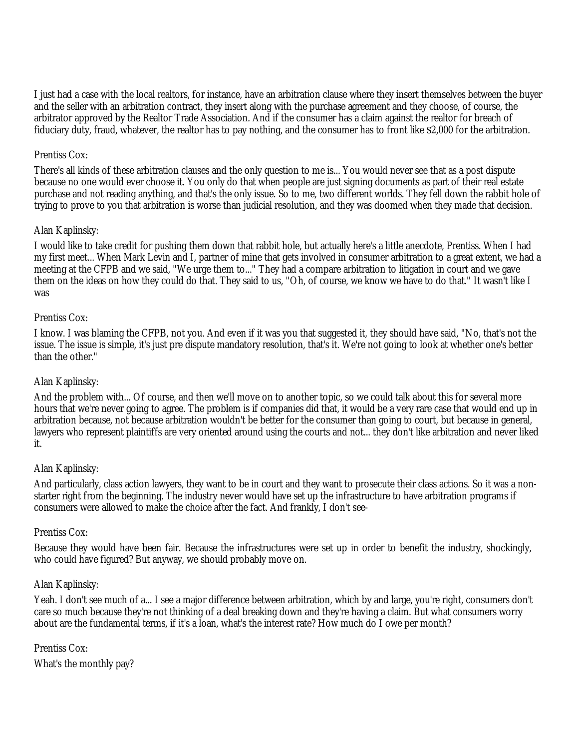I just had a case with the local realtors, for instance, have an arbitration clause where they insert themselves between the buyer and the seller with an arbitration contract, they insert along with the purchase agreement and they choose, of course, the arbitrator approved by the Realtor Trade Association. And if the consumer has a claim against the realtor for breach of fiduciary duty, fraud, whatever, the realtor has to pay nothing, and the consumer has to front like $2,000 for the arbitration.

Prentiss Cox:

There's all kinds of these arbitration clauses and the only question to me is... You would never see that as a post dispute because no one would ever choose it. You only do that when people are just signing documents as part of their real estate purchase and not reading anything, and that's the only issue. So to me, two different worlds. They fell down the rabbit hole of trying to prove to you that arbitration is worse than judicial resolution, and they was doomed when they made that decision.

Alan Kaplinsky:

I would like to take credit for pushing them down that rabbit hole, but actually here's a little anecdote, Prentiss. When I had my first meet... When Mark Levin and I, partner of mine that gets involved in consumer arbitration to a great extent, we had a meeting at the CFPB and we said, "We urge them to..." They had a compare arbitration to litigation in court and we gave them on the ideas on how they could do that. They said to us, "Oh, of course, we know we have to do that." It wasn't like I was

Prentiss Cox:

I know. I was blaming the CFPB, not you. And even if it was you that suggested it, they should have said, "No, that's not the issue. The issue is simple, it's just pre dispute mandatory resolution, that's it. We're not going to look at whether one's better than the other."

Alan Kaplinsky:

And the problem with... Of course, and then we'll move on to another topic, so we could talk about this for several more hours that we're never going to agree. The problem is if companies did that, it would be a very rare case that would end up in arbitration because, not because arbitration wouldn't be better for the consumer than going to court, but because in general, lawyers who represent plaintiffs are very oriented around using the courts and not... they don't like arbitration and never liked it.

Alan Kaplinsky:

And particularly, class action lawyers, they want to be in court and they want to prosecute their class actions. So it was a non-starter right from the beginning. The industry never would have set up the infrastructure to have arbitration programs if consumers were allowed to make the choice after the fact. And frankly, I don't see-

Prentiss Cox:

Because they would have been fair. Because the infrastructures were set up in order to benefit the industry, shockingly, who could have figured? But anyway, we should probably move on.

Alan Kaplinsky:

Yeah. I don't see much of a... I see a major difference between arbitration, which by and large, you're right, consumers don't care so much because they're not thinking of a deal breaking down and they're having a claim. But what consumers worry about are the fundamental terms, if it's a loan, what's the interest rate? How much do I owe per month?

Prentiss Cox:

What's the monthly pay?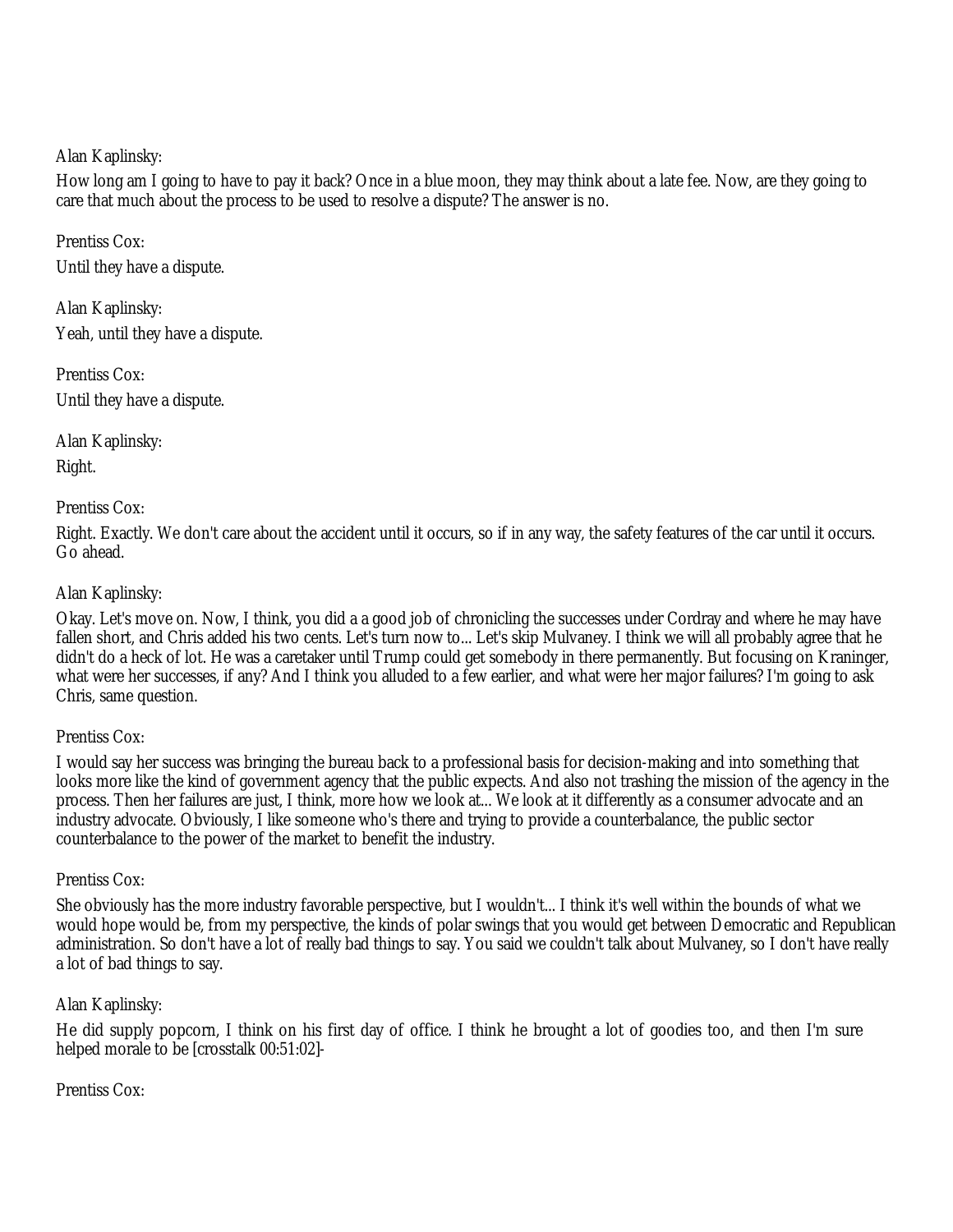Alan Kaplinsky:

How long am I going to have to pay it back? Once in a blue moon, they may think about a late fee. Now, are they going to care that much about the process to be used to resolve a dispute? The answer is no.

Prentiss Cox:

Until they have a dispute.

Alan Kaplinsky:

Yeah, until they have a dispute.

Prentiss Cox:

Until they have a dispute.

Alan Kaplinsky:

Right.

Prentiss Cox:

Right. Exactly. We don't care about the accident until it occurs, so if in any way, the safety features of the car until it occurs. Go ahead.

Alan Kaplinsky:

Okay. Let's move on. Now, I think, you did a a good job of chronicling the successes under Cordray and where he may have fallen short, and Chris added his two cents. Let's turn now to... Let's skip Mulvaney. I think we will all probably agree that he didn't do a heck of lot. He was a caretaker until Trump could get somebody in there permanently. But focusing on Kraninger, what were her successes, if any? And I think you alluded to a few earlier, and what were her major failures? I'm going to ask Chris, same question.

Prentiss Cox:

I would say her success was bringing the bureau back to a professional basis for decision-making and into something that looks more like the kind of government agency that the public expects. And also not trashing the mission of the agency in the process. Then her failures are just, I think, more how we look at... We look at it differently as a consumer advocate and an industry advocate. Obviously, I like someone who's there and trying to provide a counterbalance, the public sector counterbalance to the power of the market to benefit the industry.

Prentiss Cox:

She obviously has the more industry favorable perspective, but I wouldn't... I think it's well within the bounds of what we would hope would be, from my perspective, the kinds of polar swings that you would get between Democratic and Republican administration. So don't have a lot of really bad things to say. You said we couldn't talk about Mulvaney, so I don't have really a lot of bad things to say.

Alan Kaplinsky:

He did supply popcorn, I think on his first day of office. I think he brought a lot of goodies too, and then I'm sure helped morale to be [crosstalk 00:51:02]-

Prentiss Cox: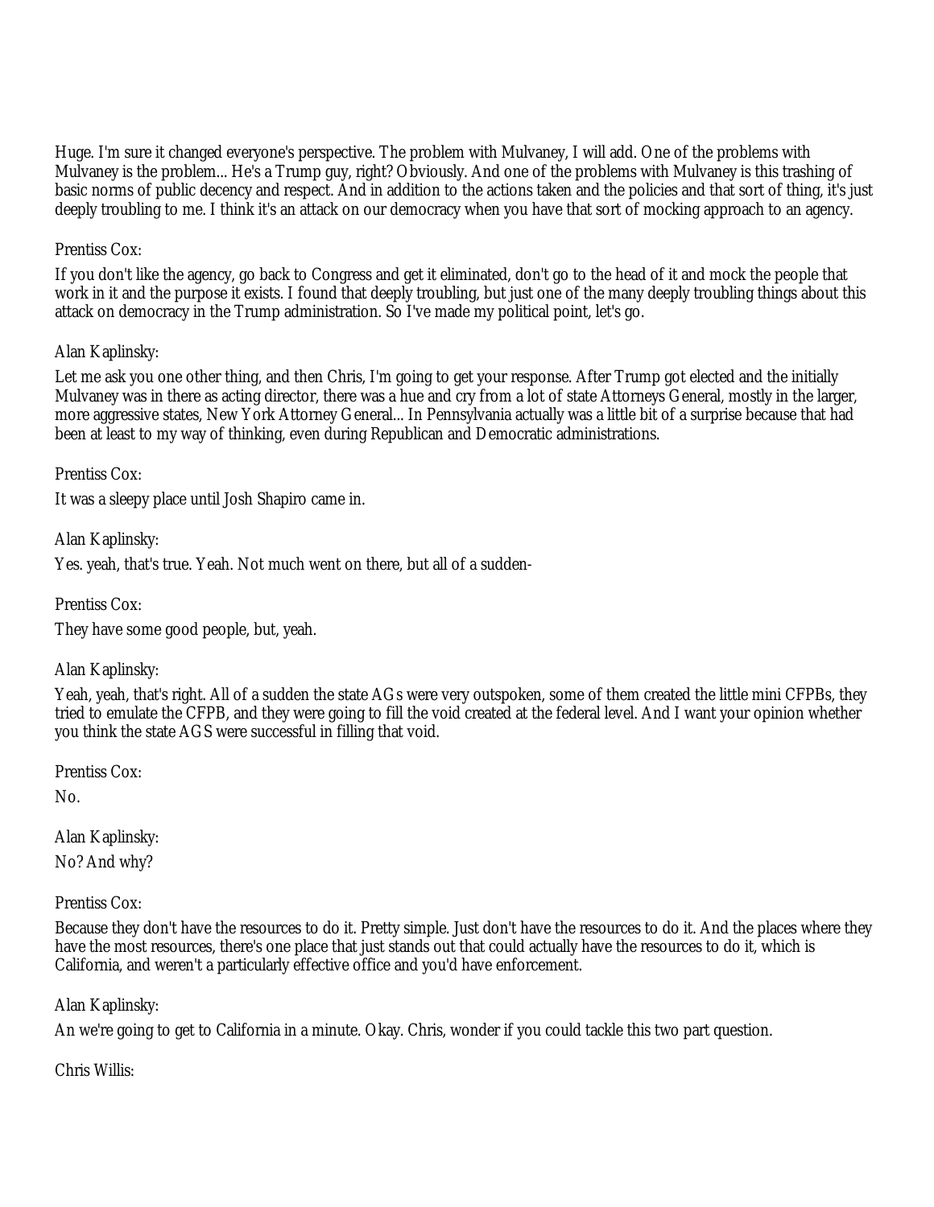Huge. I'm sure it changed everyone's perspective. The problem with Mulvaney, I will add. One of the problems with Mulvaney is the problem... He's a Trump guy, right? Obviously. And one of the problems with Mulvaney is this trashing of basic norms of public decency and respect. And in addition to the actions taken and the policies and that sort of thing, it's just deeply troubling to me. I think it's an attack on our democracy when you have that sort of mocking approach to an agency.

Prentiss Cox:

If you don't like the agency, go back to Congress and get it eliminated, don't go to the head of it and mock the people that work in it and the purpose it exists. I found that deeply troubling, but just one of the many deeply troubling things about this attack on democracy in the Trump administration. So I've made my political point, let's go.

Alan Kaplinsky:

Let me ask you one other thing, and then Chris, I'm going to get your response. After Trump got elected and the initially Mulvaney was in there as acting director, there was a hue and cry from a lot of state Attorneys General, mostly in the larger, more aggressive states, New York Attorney General... In Pennsylvania actually was a little bit of a surprise because that had been at least to my way of thinking, even during Republican and Democratic administrations.

Prentiss Cox:

It was a sleepy place until Josh Shapiro came in.

Alan Kaplinsky:

Yes. yeah, that's true. Yeah. Not much went on there, but all of a sudden-

Prentiss Cox:

They have some good people, but, yeah.

Alan Kaplinsky:

Yeah, yeah, that's right. All of a sudden the state AGs were very outspoken, some of them created the little mini CFPBs, they tried to emulate the CFPB, and they were going to fill the void created at the federal level. And I want your opinion whether you think the state AGS were successful in filling that void.

Prentiss Cox:

No.

Alan Kaplinsky:

No? And why?

Prentiss Cox:

Because they don't have the resources to do it. Pretty simple. Just don't have the resources to do it. And the places where they have the most resources, there's one place that just stands out that could actually have the resources to do it, which is California, and weren't a particularly effective office and you'd have enforcement.

Alan Kaplinsky:

An we're going to get to California in a minute. Okay. Chris, wonder if you could tackle this two part question.

Chris Willis: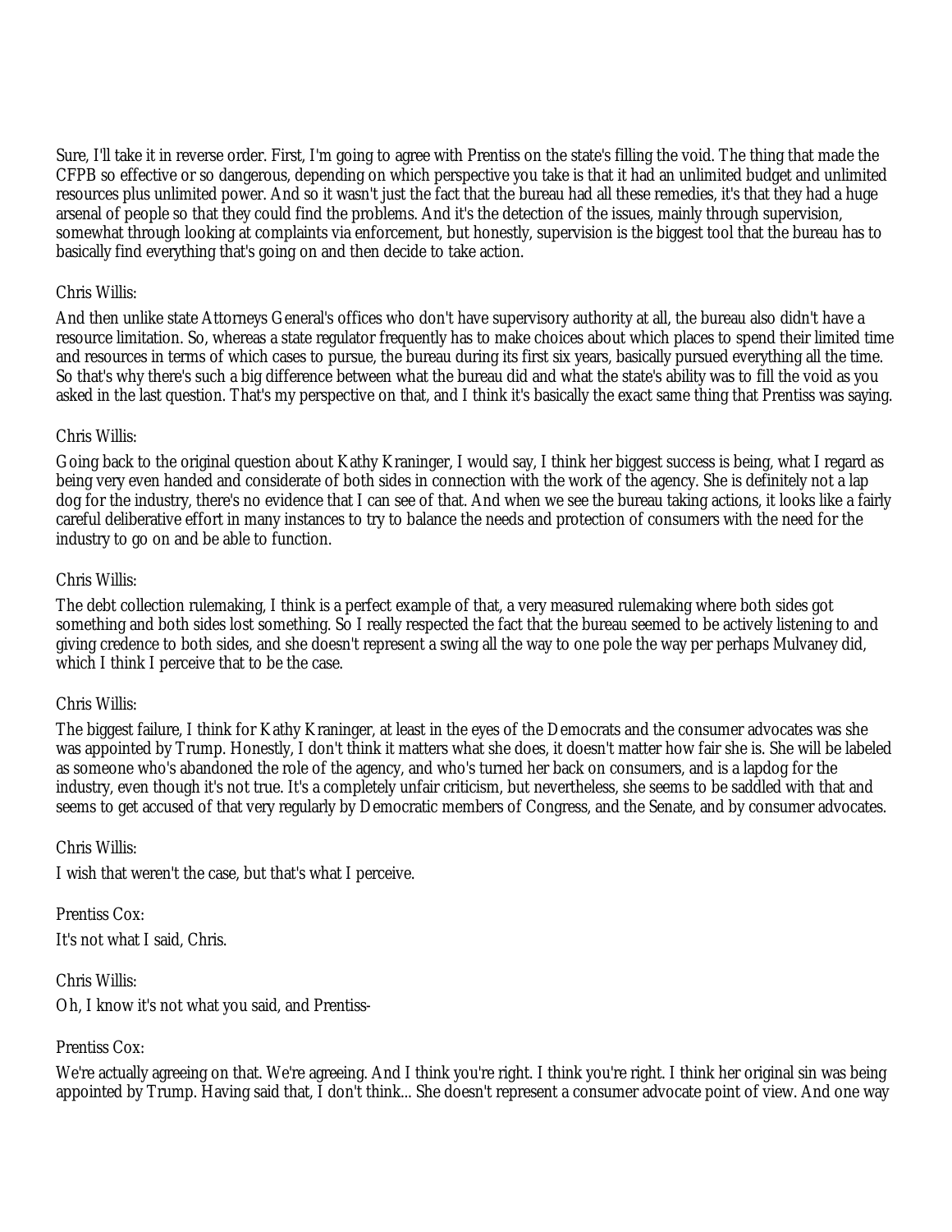Sure, I'll take it in reverse order. First, I'm going to agree with Prentiss on the state's filling the void. The thing that made the CFPB so effective or so dangerous, depending on which perspective you take is that it had an unlimited budget and unlimited resources plus unlimited power. And so it wasn't just the fact that the bureau had all these remedies, it's that they had a huge arsenal of people so that they could find the problems. And it's the detection of the issues, mainly through supervision, somewhat through looking at complaints via enforcement, but honestly, supervision is the biggest tool that the bureau has to basically find everything that's going on and then decide to take action.

Chris Willis:

And then unlike state Attorneys General's offices who don't have supervisory authority at all, the bureau also didn't have a resource limitation. So, whereas a state regulator frequently has to make choices about which places to spend their limited time and resources in terms of which cases to pursue, the bureau during its first six years, basically pursued everything all the time. So that's why there's such a big difference between what the bureau did and what the state's ability was to fill the void as you asked in the last question. That's my perspective on that, and I think it's basically the exact same thing that Prentiss was saying.

Chris Willis:

Going back to the original question about Kathy Kraninger, I would say, I think her biggest success is being, what I regard as being very even handed and considerate of both sides in connection with the work of the agency. She is definitely not a lap dog for the industry, there's no evidence that I can see of that. And when we see the bureau taking actions, it looks like a fairly careful deliberative effort in many instances to try to balance the needs and protection of consumers with the need for the industry to go on and be able to function.

Chris Willis:

The debt collection rulemaking, I think is a perfect example of that, a very measured rulemaking where both sides got something and both sides lost something. So I really respected the fact that the bureau seemed to be actively listening to and giving credence to both sides, and she doesn't represent a swing all the way to one pole the way per perhaps Mulvaney did, which I think I perceive that to be the case.

Chris Willis:

The biggest failure, I think for Kathy Kraninger, at least in the eyes of the Democrats and the consumer advocates was she was appointed by Trump. Honestly, I don't think it matters what she does, it doesn't matter how fair she is. She will be labeled as someone who's abandoned the role of the agency, and who's turned her back on consumers, and is a lapdog for the industry, even though it's not true. It's a completely unfair criticism, but nevertheless, she seems to be saddled with that and seems to get accused of that very regularly by Democratic members of Congress, and the Senate, and by consumer advocates.

Chris Willis:

I wish that weren't the case, but that's what I perceive.

Prentiss Cox:

It's not what I said, Chris.

Chris Willis:

Oh, I know it's not what you said, and Prentiss-

Prentiss Cox:

We're actually agreeing on that. We're agreeing. And I think you're right. I think you're right. I think her original sin was being appointed by Trump. Having said that, I don't think... She doesn't represent a consumer advocate point of view. And one way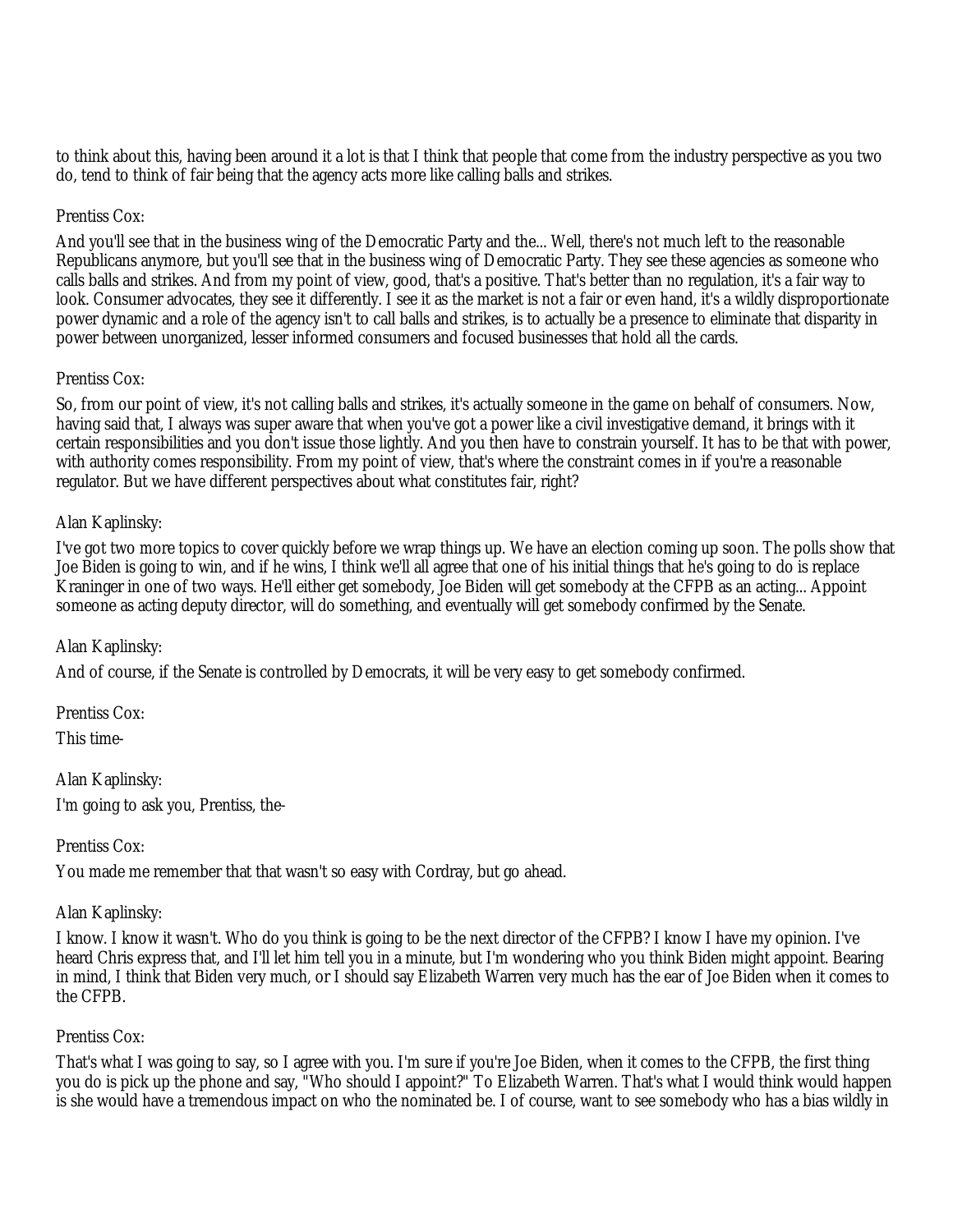to think about this, having been around it a lot is that I think that people that come from the industry perspective as you two do, tend to think of fair being that the agency acts more like calling balls and strikes.

Prentiss Cox:

And you'll see that in the business wing of the Democratic Party and the... Well, there's not much left to the reasonable Republicans anymore, but you'll see that in the business wing of Democratic Party. They see these agencies as someone who calls balls and strikes. And from my point of view, good, that's a positive. That's better than no regulation, it's a fair way to look. Consumer advocates, they see it differently. I see it as the market is not a fair or even hand, it's a wildly disproportionate power dynamic and a role of the agency isn't to call balls and strikes, is to actually be a presence to eliminate that disparity in power between unorganized, lesser informed consumers and focused businesses that hold all the cards.

Prentiss Cox:

So, from our point of view, it's not calling balls and strikes, it's actually someone in the game on behalf of consumers. Now, having said that, I always was super aware that when you've got a power like a civil investigative demand, it brings with it certain responsibilities and you don't issue those lightly. And you then have to constrain yourself. It has to be that with power, with authority comes responsibility. From my point of view, that's where the constraint comes in if you're a reasonable regulator. But we have different perspectives about what constitutes fair, right?

Alan Kaplinsky:

I've got two more topics to cover quickly before we wrap things up. We have an election coming up soon. The polls show that Joe Biden is going to win, and if he wins, I think we'll all agree that one of his initial things that he's going to do is replace Kraninger in one of two ways. He'll either get somebody, Joe Biden will get somebody at the CFPB as an acting... Appoint someone as acting deputy director, will do something, and eventually will get somebody confirmed by the Senate.

Alan Kaplinsky:

And of course, if the Senate is controlled by Democrats, it will be very easy to get somebody confirmed.

Prentiss Cox:

This time-

Alan Kaplinsky:

I'm going to ask you, Prentiss, the-

Prentiss Cox:

You made me remember that that wasn't so easy with Cordray, but go ahead.

Alan Kaplinsky:

I know. I know it wasn't. Who do you think is going to be the next director of the CFPB? I know I have my opinion. I've heard Chris express that, and I'll let him tell you in a minute, but I'm wondering who you think Biden might appoint. Bearing in mind, I think that Biden very much, or I should say Elizabeth Warren very much has the ear of Joe Biden when it comes to the CFPB.

Prentiss Cox:

That's what I was going to say, so I agree with you. I'm sure if you're Joe Biden, when it comes to the CFPB, the first thing you do is pick up the phone and say, "Who should I appoint?" To Elizabeth Warren. That's what I would think would happen is she would have a tremendous impact on who the nominated be. I of course, want to see somebody who has a bias wildly in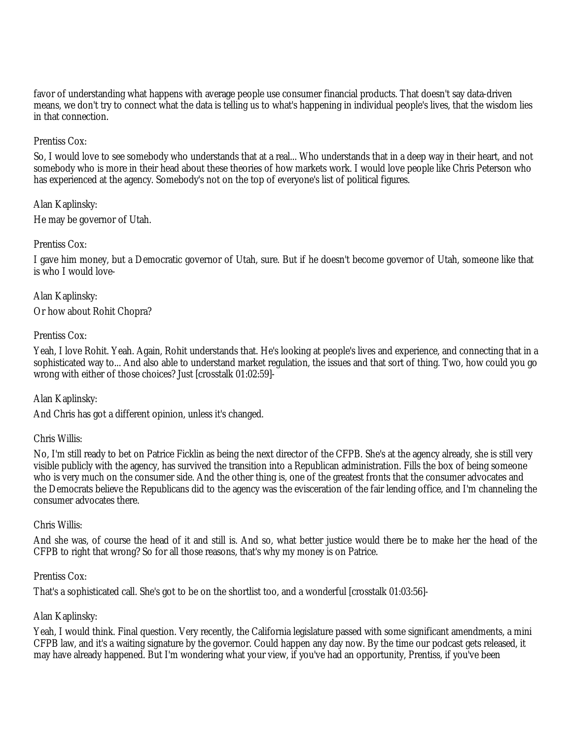favor of understanding what happens with average people use consumer financial products. That doesn't say data-driven means, we don't try to connect what the data is telling us to what's happening in individual people's lives, that the wisdom lies in that connection.

Prentiss Cox:

So, I would love to see somebody who understands that at a real... Who understands that in a deep way in their heart, and not somebody who is more in their head about these theories of how markets work. I would love people like Chris Peterson who has experienced at the agency. Somebody's not on the top of everyone's list of political figures.

Alan Kaplinsky:

He may be governor of Utah.

Prentiss Cox:

I gave him money, but a Democratic governor of Utah, sure. But if he doesn't become governor of Utah, someone like that is who I would love-

Alan Kaplinsky:

Or how about Rohit Chopra?

Prentiss Cox:

Yeah, I love Rohit. Yeah. Again, Rohit understands that. He's looking at people's lives and experience, and connecting that in a sophisticated way to... And also able to understand market regulation, the issues and that sort of thing. Two, how could you go wrong with either of those choices? Just [crosstalk 01:02:59]-

Alan Kaplinsky:

And Chris has got a different opinion, unless it's changed.

Chris Willis:

No, I'm still ready to bet on Patrice Ficklin as being the next director of the CFPB. She's at the agency already, she is still very visible publicly with the agency, has survived the transition into a Republican administration. Fills the box of being someone who is very much on the consumer side. And the other thing is, one of the greatest fronts that the consumer advocates and the Democrats believe the Republicans did to the agency was the evisceration of the fair lending office, and I'm channeling the consumer advocates there.

Chris Willis:

And she was, of course the head of it and still is. And so, what better justice would there be to make her the head of the CFPB to right that wrong? So for all those reasons, that's why my money is on Patrice.

Prentiss Cox:

That's a sophisticated call. She's got to be on the shortlist too, and a wonderful [crosstalk 01:03:56]-

Alan Kaplinsky:

Yeah, I would think. Final question. Very recently, the California legislature passed with some significant amendments, a mini CFPB law, and it's a waiting signature by the governor. Could happen any day now. By the time our podcast gets released, it may have already happened. But I'm wondering what your view, if you've had an opportunity, Prentiss, if you've been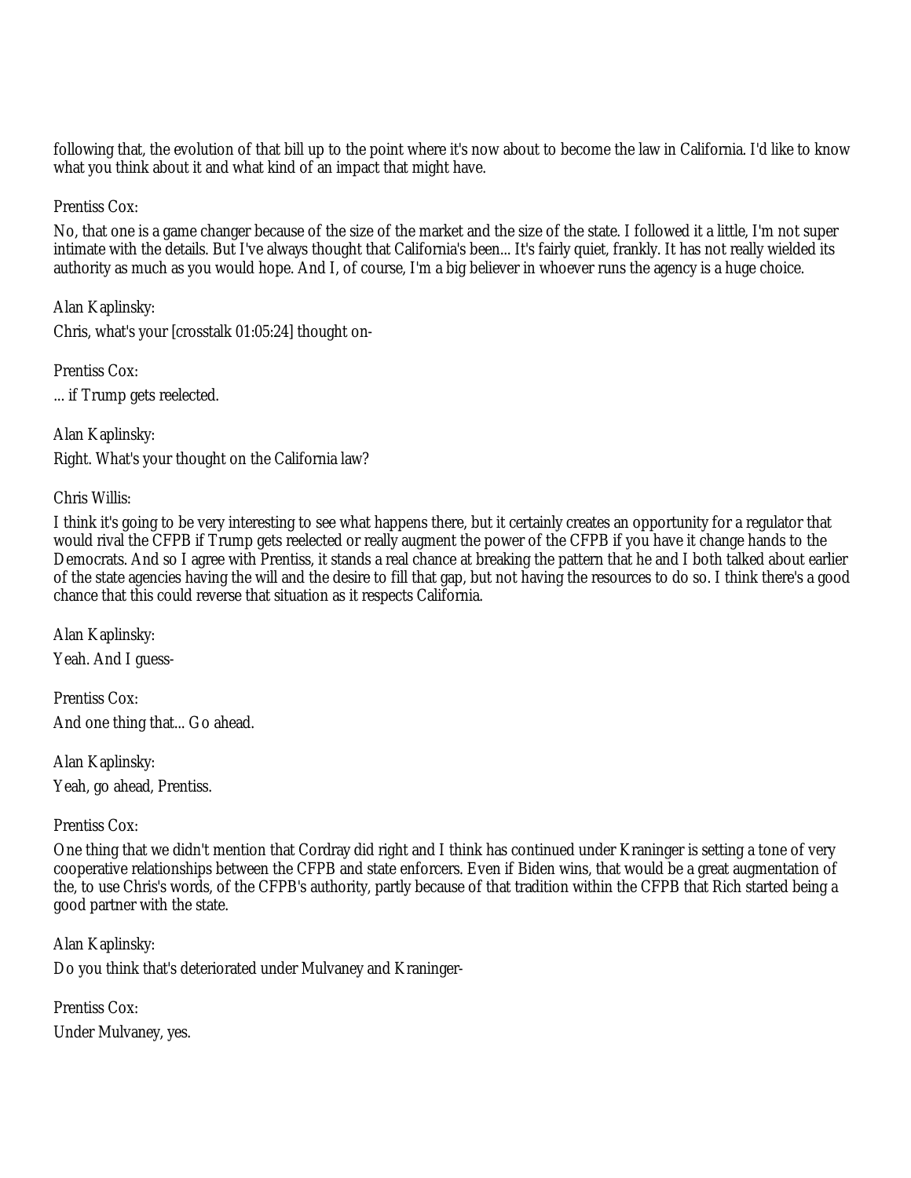following that, the evolution of that bill up to the point where it's now about to become the law in California. I'd like to know what you think about it and what kind of an impact that might have.

Prentiss Cox:

No, that one is a game changer because of the size of the market and the size of the state. I followed it a little, I'm not super intimate with the details. But I've always thought that California's been... It's fairly quiet, frankly. It has not really wielded its authority as much as you would hope. And I, of course, I'm a big believer in whoever runs the agency is a huge choice.

Alan Kaplinsky:

Chris, what's your [crosstalk 01:05:24] thought on-

Prentiss Cox:

... if Trump gets reelected.

Alan Kaplinsky:

Right. What's your thought on the California law?

Chris Willis:

I think it's going to be very interesting to see what happens there, but it certainly creates an opportunity for a regulator that would rival the CFPB if Trump gets reelected or really augment the power of the CFPB if you have it change hands to the Democrats. And so I agree with Prentiss, it stands a real chance at breaking the pattern that he and I both talked about earlier of the state agencies having the will and the desire to fill that gap, but not having the resources to do so. I think there's a good chance that this could reverse that situation as it respects California.

Alan Kaplinsky:

Yeah. And I guess-

Prentiss Cox:

And one thing that... Go ahead.

Alan Kaplinsky:

Yeah, go ahead, Prentiss.

Prentiss Cox:

One thing that we didn't mention that Cordray did right and I think has continued under Kraninger is setting a tone of very cooperative relationships between the CFPB and state enforcers. Even if Biden wins, that would be a great augmentation of the, to use Chris's words, of the CFPB's authority, partly because of that tradition within the CFPB that Rich started being a good partner with the state.

Alan Kaplinsky:

Do you think that's deteriorated under Mulvaney and Kraninger-

Prentiss Cox:

Under Mulvaney, yes.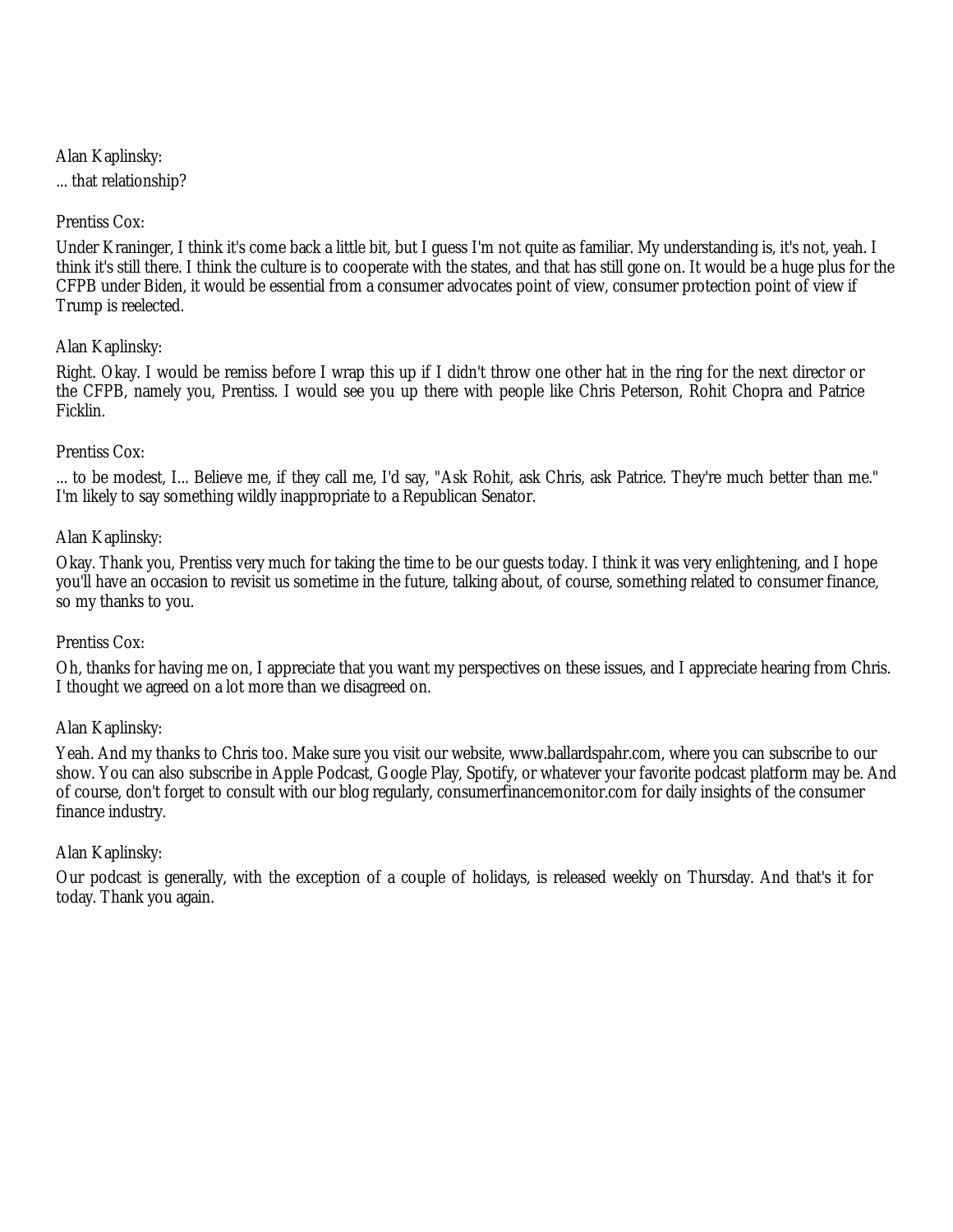Alan Kaplinsky:

... that relationship?

Prentiss Cox:

Under Kraninger, I think it's come back a little bit, but I guess I'm not quite as familiar. My understanding is, it's not, yeah. I think it's still there. I think the culture is to cooperate with the states, and that has still gone on. It would be a huge plus for the CFPB under Biden, it would be essential from a consumer advocates point of view, consumer protection point of view if Trump is reelected.

Alan Kaplinsky:

Right. Okay. I would be remiss before I wrap this up if I didn't throw one other hat in the ring for the next director or the CFPB, namely you, Prentiss. I would see you up there with people like Chris Peterson, Rohit Chopra and Patrice Ficklin.

Prentiss Cox:

... to be modest, I... Believe me, if they call me, I'd say, "Ask Rohit, ask Chris, ask Patrice. They're much better than me." I'm likely to say something wildly inappropriate to a Republican Senator.

Alan Kaplinsky:

Okay. Thank you, Prentiss very much for taking the time to be our guests today. I think it was very enlightening, and I hope you'll have an occasion to revisit us sometime in the future, talking about, of course, something related to consumer finance, so my thanks to you.

Prentiss Cox:

Oh, thanks for having me on, I appreciate that you want my perspectives on these issues, and I appreciate hearing from Chris. I thought we agreed on a lot more than we disagreed on.

Alan Kaplinsky:

Yeah. And my thanks to Chris too. Make sure you visit our website, www.ballardspahr.com, where you can subscribe to our show. You can also subscribe in Apple Podcast, Google Play, Spotify, or whatever your favorite podcast platform may be. And of course, don't forget to consult with our blog regularly, consumerfinancemonitor.com for daily insights of the consumer finance industry.

Alan Kaplinsky:

Our podcast is generally, with the exception of a couple of holidays, is released weekly on Thursday. And that's it for today. Thank you again.